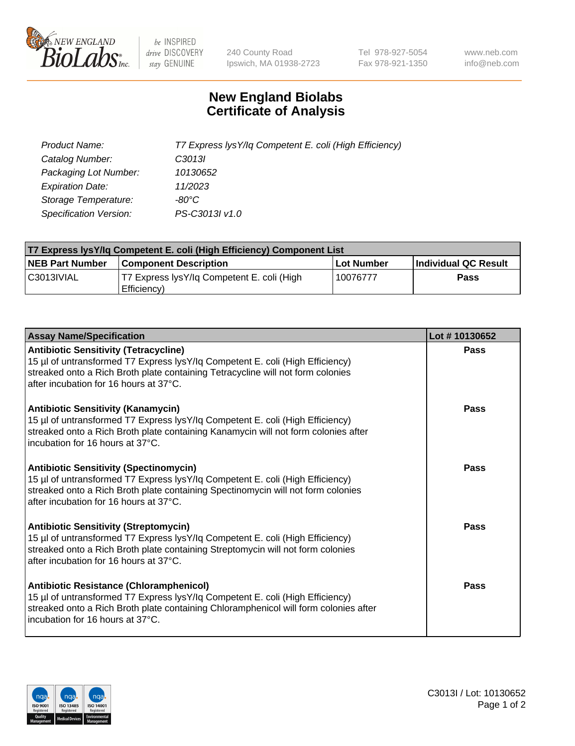NEW ENGLAND BioLabs Inc. — be INSPIRED drive DISCOVERY stay GENUINE

240 County Road
Ipswich, MA 01938-2723

Tel 978-927-5054
Fax 978-921-1350

www.neb.com
info@neb.com

# New England Biolabs Certificate of Analysis

| | |
|---|---|
| *Product Name:* | *T7 Express lysY/Iq Competent E. coli (High Efficiency)* |
| *Catalog Number:* | *C3013I* |
| *Packaging Lot Number:* | *10130652* |
| *Expiration Date:* | *11/2023* |
| *Storage Temperature:* | *-80°C* |
| *Specification Version:* | *PS-C3013I v1.0* |

| T7 Express lysY/Iq Competent E. coli (High Efficiency) Component List | | | |
|---|---|---|---|
| **NEB Part Number** | **Component Description** | **Lot Number** | **Individual QC Result** |
| C3013IVIAL | T7 Express lysY/Iq Competent E. coli (High Efficiency) | 10076777 | **Pass** |

| Assay Name/Specification | Lot # 10130652 |
|---|---|
| **Antibiotic Sensitivity (Tetracycline)**<br>15 µl of untransformed T7 Express lysY/Iq Competent E. coli (High Efficiency) streaked onto a Rich Broth plate containing Tetracycline will not form colonies after incubation for 16 hours at 37°C. | **Pass** |
| **Antibiotic Sensitivity (Kanamycin)**<br>15 µl of untransformed T7 Express lysY/Iq Competent E. coli (High Efficiency) streaked onto a Rich Broth plate containing Kanamycin will not form colonies after incubation for 16 hours at 37°C. | **Pass** |
| **Antibiotic Sensitivity (Spectinomycin)**<br>15 µl of untransformed T7 Express lysY/Iq Competent E. coli (High Efficiency) streaked onto a Rich Broth plate containing Spectinomycin will not form colonies after incubation for 16 hours at 37°C. | **Pass** |
| **Antibiotic Sensitivity (Streptomycin)**<br>15 µl of untransformed T7 Express lysY/Iq Competent E. coli (High Efficiency) streaked onto a Rich Broth plate containing Streptomycin will not form colonies after incubation for 16 hours at 37°C. | **Pass** |
| **Antibiotic Resistance (Chloramphenicol)**<br>15 µl of untransformed T7 Express lysY/Iq Competent E. coli (High Efficiency) streaked onto a Rich Broth plate containing Chloramphenicol will form colonies after incubation for 16 hours at 37°C. | **Pass** |

C3013I / Lot: 10130652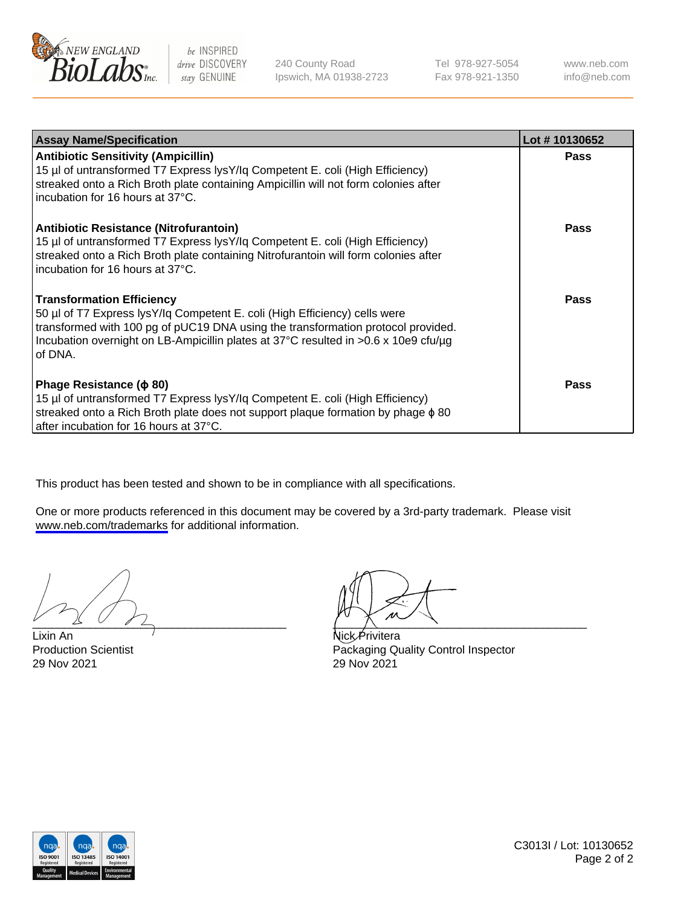NEW ENGLAND BioLabs Inc. | be INSPIRED drive DISCOVERY stay GENUINE | 240 County Road Ipswich, MA 01938-2723 | Tel 978-927-5054 Fax 978-921-1350 | www.neb.com info@neb.com

| Assay Name/Specification | Lot # 10130652 |
|---|---|
| **Antibiotic Sensitivity (Ampicillin)** 15 µl of untransformed T7 Express lysY/Iq Competent E. coli (High Efficiency) streaked onto a Rich Broth plate containing Ampicillin will not form colonies after incubation for 16 hours at 37°C. | **Pass** |
| **Antibiotic Resistance (Nitrofurantoin)** 15 µl of untransformed T7 Express lysY/Iq Competent E. coli (High Efficiency) streaked onto a Rich Broth plate containing Nitrofurantoin will form colonies after incubation for 16 hours at 37°C. | **Pass** |
| **Transformation Efficiency** 50 µl of T7 Express lysY/Iq Competent E. coli (High Efficiency) cells were transformed with 100 pg of pUC19 DNA using the transformation protocol provided. Incubation overnight on LB-Ampicillin plates at 37°C resulted in >0.6 x 10e9 cfu/µg of DNA. | **Pass** |
| **Phage Resistance (ϕ 80)** 15 µl of untransformed T7 Express lysY/Iq Competent E. coli (High Efficiency) streaked onto a Rich Broth plate does not support plaque formation by phage ϕ 80 after incubation for 16 hours at 37°C. | **Pass** |

This product has been tested and shown to be in compliance with all specifications.

One or more products referenced in this document may be covered by a 3rd-party trademark. Please visit www.neb.com/trademarks for additional information.

Lixin An
Production Scientist
29 Nov 2021

Nick Privitera
Packaging Quality Control Inspector
29 Nov 2021

ISO 9001 Registered Quality Management | ISO 13485 Registered Medical Devices | ISO 14001 Registered Environmental Management

C3013I / Lot: 10130652